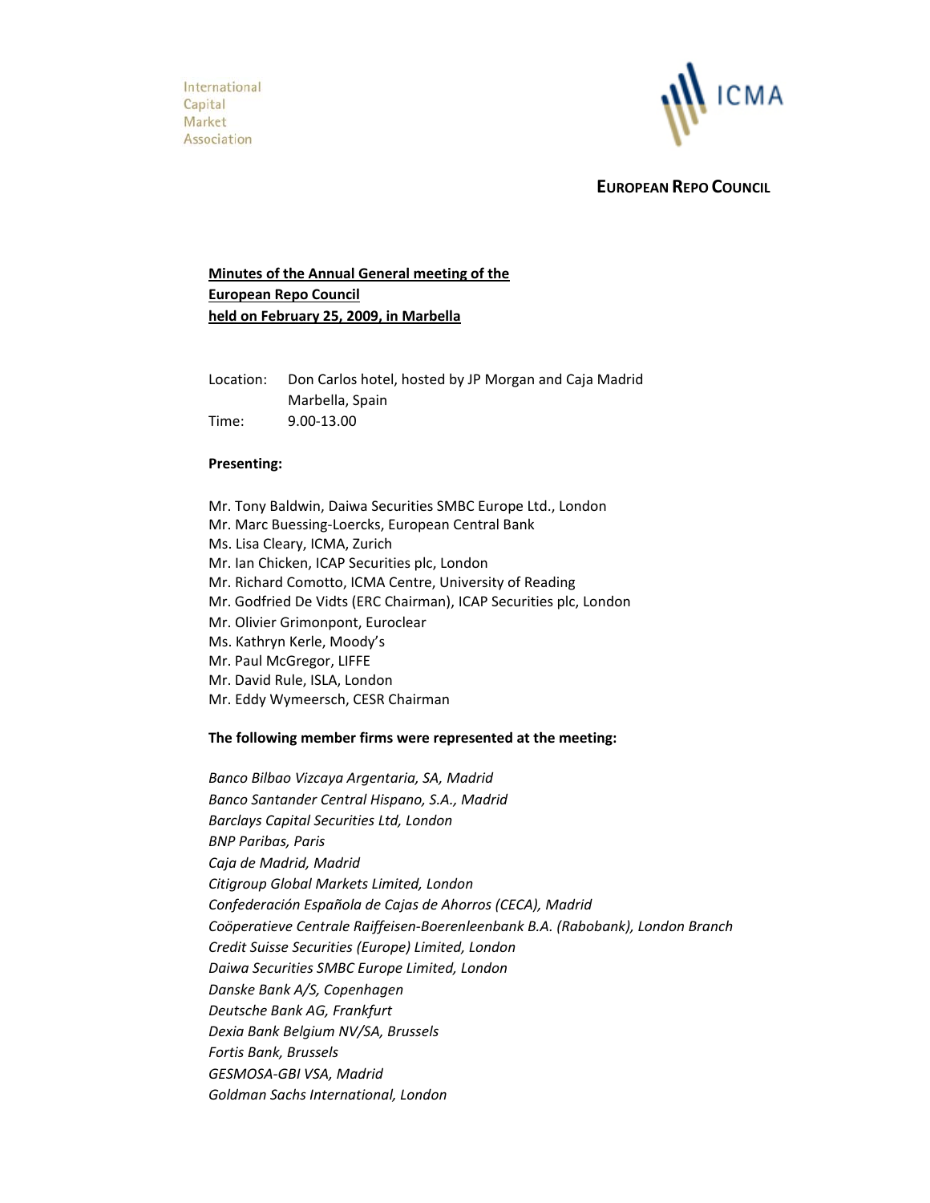International
Capital
Market
Association

ICMA

**EUROPEAN REPO COUNCIL**

**Minutes of the Annual General meeting of the European Repo Council held on February 25, 2009, in Marbella**

Location: Don Carlos hotel, hosted by JP Morgan and Caja Madrid
Marbella, Spain

Time: 9.00-13.00

**Presenting:**

Mr. Tony Baldwin, Daiwa Securities SMBC Europe Ltd., London
Mr. Marc Buessing-Loercks, European Central Bank
Ms. Lisa Cleary, ICMA, Zurich
Mr. Ian Chicken, ICAP Securities plc, London
Mr. Richard Comotto, ICMA Centre, University of Reading
Mr. Godfried De Vidts (ERC Chairman), ICAP Securities plc, London
Mr. Olivier Grimonpont, Euroclear
Ms. Kathryn Kerle, Moody's
Mr. Paul McGregor, LIFFE
Mr. David Rule, ISLA, London
Mr. Eddy Wymeersch, CESR Chairman

**The following member firms were represented at the meeting:**

*Banco Bilbao Vizcaya Argentaria, SA, Madrid*
*Banco Santander Central Hispano, S.A., Madrid*
*Barclays Capital Securities Ltd, London*
*BNP Paribas, Paris*
*Caja de Madrid, Madrid*
*Citigroup Global Markets Limited, London*
*Confederación Española de Cajas de Ahorros (CECA), Madrid*
*Coöperatieve Centrale Raiffeisen-Boerenleenbank B.A. (Rabobank), London Branch*
*Credit Suisse Securities (Europe) Limited, London*
*Daiwa Securities SMBC Europe Limited, London*
*Danske Bank A/S, Copenhagen*
*Deutsche Bank AG, Frankfurt*
*Dexia Bank Belgium NV/SA, Brussels*
*Fortis Bank, Brussels*
*GESMOSA-GBI VSA, Madrid*
*Goldman Sachs International, London*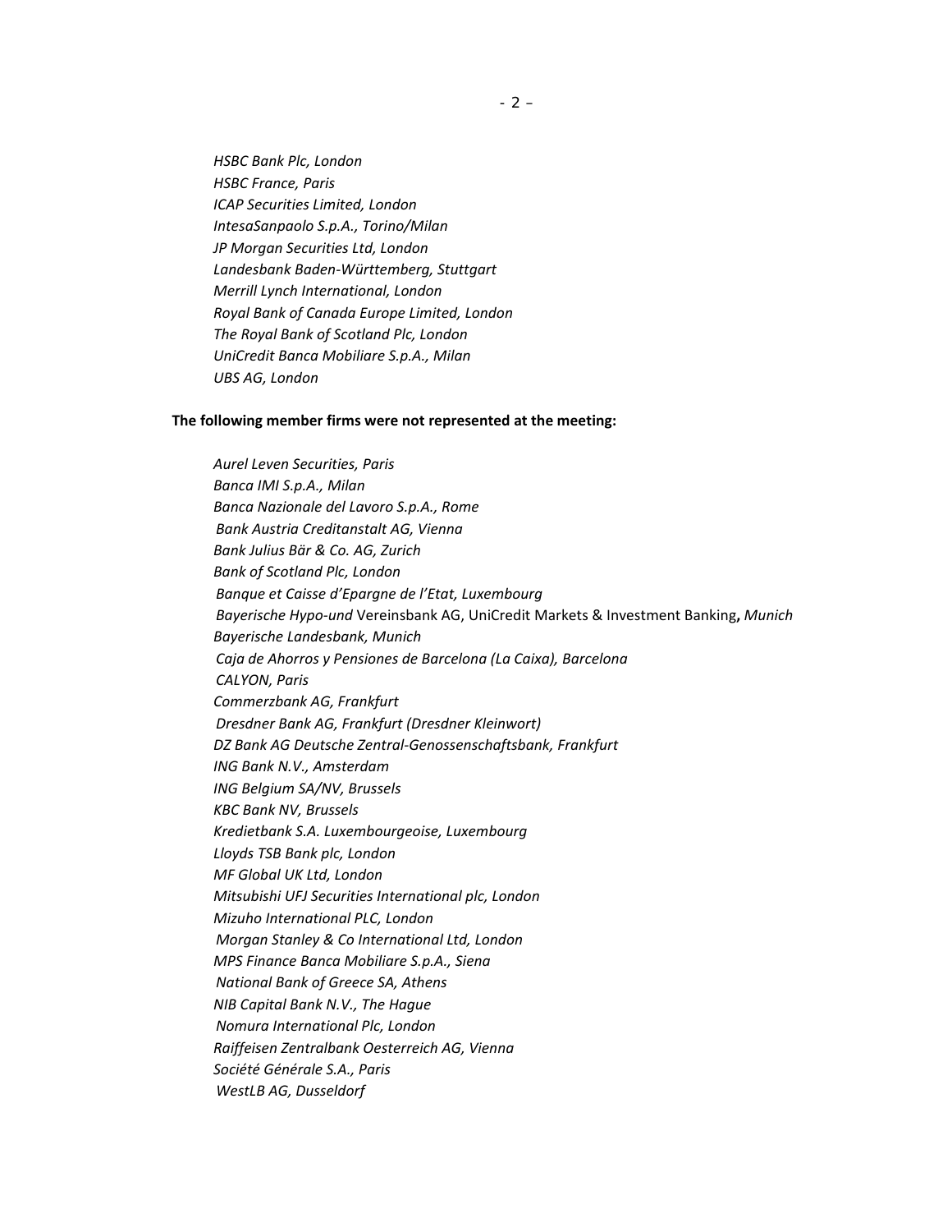*HSBC Bank Plc, London*
*HSBC France, Paris*
*ICAP Securities Limited, London*
*IntesaSanpaolo S.p.A., Torino/Milan*
*JP Morgan Securities Ltd, London*
*Landesbank Baden-Württemberg, Stuttgart*
*Merrill Lynch International, London*
*Royal Bank of Canada Europe Limited, London*
*The Royal Bank of Scotland Plc, London*
*UniCredit Banca Mobiliare S.p.A., Milan*
*UBS AG, London*

**The following member firms were not represented at the meeting:**

*Aurel Leven Securities, Paris*
*Banca IMI S.p.A., Milan*
*Banca Nazionale del Lavoro S.p.A., Rome*
*Bank Austria Creditanstalt AG, Vienna*
*Bank Julius Bär & Co. AG, Zurich*
*Bank of Scotland Plc, London*
*Banque et Caisse d'Epargne de l'Etat, Luxembourg*
*Bayerische Hypo-und* Vereinsbank AG, UniCredit Markets & Investment Banking**,** *Munich*
*Bayerische Landesbank, Munich*
*Caja de Ahorros y Pensiones de Barcelona (La Caixa), Barcelona*
*CALYON, Paris*
*Commerzbank AG, Frankfurt*
*Dresdner Bank AG, Frankfurt (Dresdner Kleinwort)*
*DZ Bank AG Deutsche Zentral-Genossenschaftsbank, Frankfurt*
*ING Bank N.V., Amsterdam*
*ING Belgium SA/NV, Brussels*
*KBC Bank NV, Brussels*
*Kredietbank S.A. Luxembourgeoise, Luxembourg*
*Lloyds TSB Bank plc, London*
*MF Global UK Ltd, London*
*Mitsubishi UFJ Securities International plc, London*
*Mizuho International PLC, London*
*Morgan Stanley & Co International Ltd, London*
*MPS Finance Banca Mobiliare S.p.A., Siena*
*National Bank of Greece SA, Athens*
*NIB Capital Bank N.V., The Hague*
*Nomura International Plc, London*
*Raiffeisen Zentralbank Oesterreich AG, Vienna*
*Société Générale S.A., Paris*
*WestLB AG, Dusseldorf*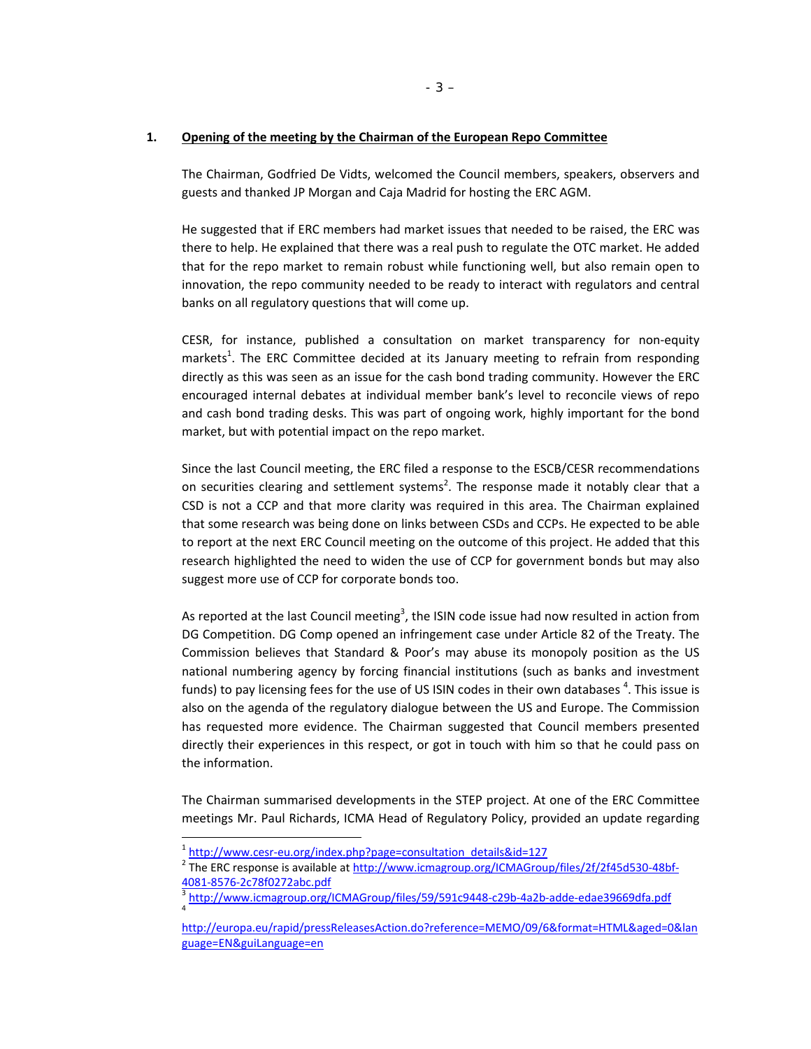## 1. Opening of the meeting by the Chairman of the European Repo Committee

The Chairman, Godfried De Vidts, welcomed the Council members, speakers, observers and guests and thanked JP Morgan and Caja Madrid for hosting the ERC AGM.

He suggested that if ERC members had market issues that needed to be raised, the ERC was there to help. He explained that there was a real push to regulate the OTC market. He added that for the repo market to remain robust while functioning well, but also remain open to innovation, the repo community needed to be ready to interact with regulators and central banks on all regulatory questions that will come up.

CESR, for instance, published a consultation on market transparency for non-equity markets[1]. The ERC Committee decided at its January meeting to refrain from responding directly as this was seen as an issue for the cash bond trading community. However the ERC encouraged internal debates at individual member bank's level to reconcile views of repo and cash bond trading desks. This was part of ongoing work, highly important for the bond market, but with potential impact on the repo market.

Since the last Council meeting, the ERC filed a response to the ESCB/CESR recommendations on securities clearing and settlement systems[2]. The response made it notably clear that a CSD is not a CCP and that more clarity was required in this area. The Chairman explained that some research was being done on links between CSDs and CCPs. He expected to be able to report at the next ERC Council meeting on the outcome of this project. He added that this research highlighted the need to widen the use of CCP for government bonds but may also suggest more use of CCP for corporate bonds too.

As reported at the last Council meeting[3], the ISIN code issue had now resulted in action from DG Competition. DG Comp opened an infringement case under Article 82 of the Treaty. The Commission believes that Standard & Poor's may abuse its monopoly position as the US national numbering agency by forcing financial institutions (such as banks and investment funds) to pay licensing fees for the use of US ISIN codes in their own databases [4]. This issue is also on the agenda of the regulatory dialogue between the US and Europe. The Commission has requested more evidence. The Chairman suggested that Council members presented directly their experiences in this respect, or got in touch with him so that he could pass on the information.

The Chairman summarised developments in the STEP project. At one of the ERC Committee meetings Mr. Paul Richards, ICMA Head of Regulatory Policy, provided an update regarding

---

[1] http://www.cesr-eu.org/index.php?page=consultation_details&id=127

[2] The ERC response is available at http://www.icmagroup.org/ICMAGroup/files/2f/2f45d530-48bf-4081-8576-2c78f0272abc.pdf

[3] http://www.icmagroup.org/ICMAGroup/files/59/591c9448-c29b-4a2b-adde-edae39669dfa.pdf

[4] http://europa.eu/rapid/pressReleasesAction.do?reference=MEMO/09/6&format=HTML&aged=0&language=EN&guiLanguage=en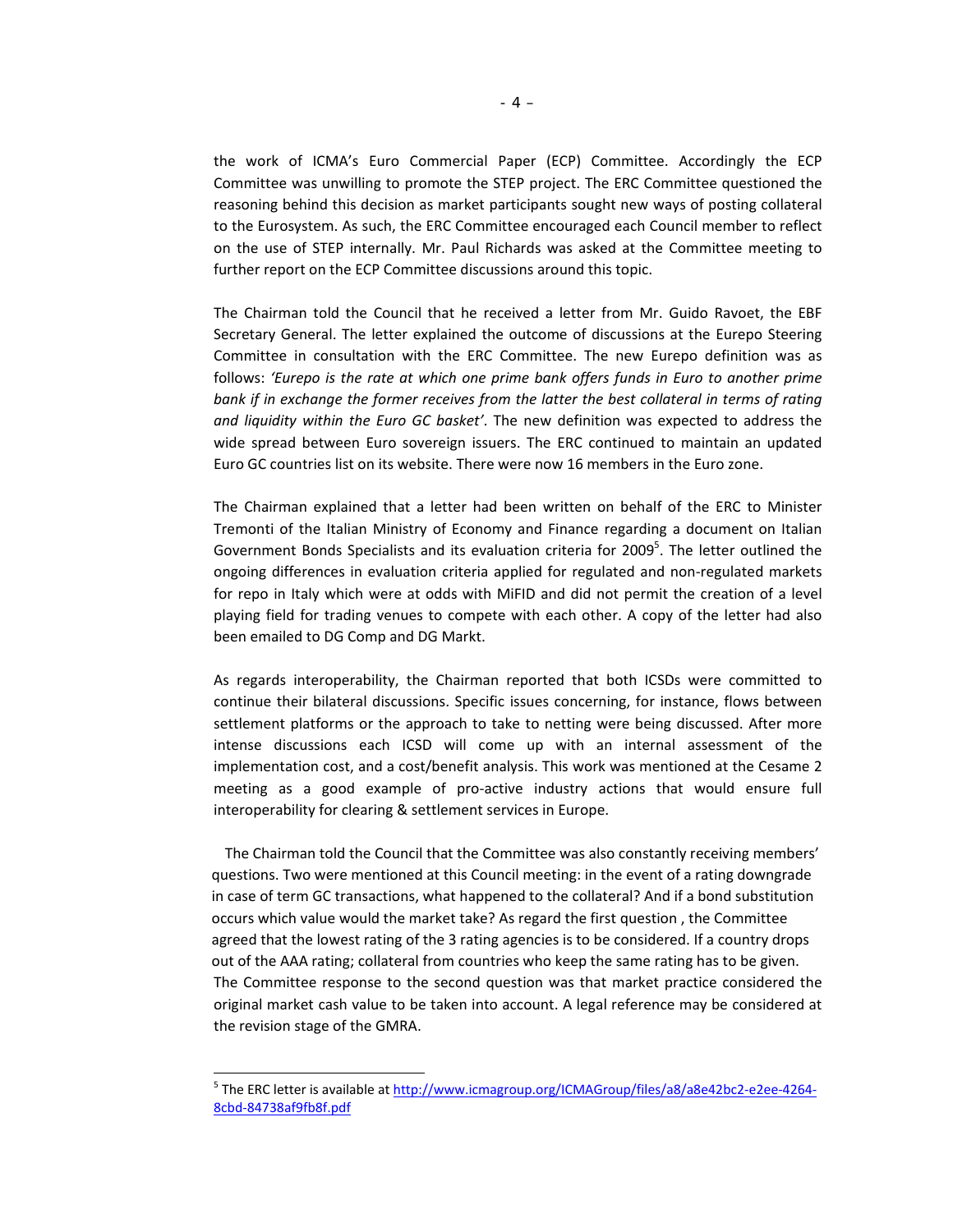the work of ICMA's Euro Commercial Paper (ECP) Committee. Accordingly the ECP Committee was unwilling to promote the STEP project. The ERC Committee questioned the reasoning behind this decision as market participants sought new ways of posting collateral to the Eurosystem. As such, the ERC Committee encouraged each Council member to reflect on the use of STEP internally. Mr. Paul Richards was asked at the Committee meeting to further report on the ECP Committee discussions around this topic.

The Chairman told the Council that he received a letter from Mr. Guido Ravoet, the EBF Secretary General. The letter explained the outcome of discussions at the Eurepo Steering Committee in consultation with the ERC Committee. The new Eurepo definition was as follows: *'Eurepo is the rate at which one prime bank offers funds in Euro to another prime bank if in exchange the former receives from the latter the best collateral in terms of rating and liquidity within the Euro GC basket'*. The new definition was expected to address the wide spread between Euro sovereign issuers. The ERC continued to maintain an updated Euro GC countries list on its website. There were now 16 members in the Euro zone.

The Chairman explained that a letter had been written on behalf of the ERC to Minister Tremonti of the Italian Ministry of Economy and Finance regarding a document on Italian Government Bonds Specialists and its evaluation criteria for 2009[5]. The letter outlined the ongoing differences in evaluation criteria applied for regulated and non-regulated markets for repo in Italy which were at odds with MiFID and did not permit the creation of a level playing field for trading venues to compete with each other. A copy of the letter had also been emailed to DG Comp and DG Markt.

As regards interoperability, the Chairman reported that both ICSDs were committed to continue their bilateral discussions. Specific issues concerning, for instance, flows between settlement platforms or the approach to take to netting were being discussed. After more intense discussions each ICSD will come up with an internal assessment of the implementation cost, and a cost/benefit analysis. This work was mentioned at the Cesame 2 meeting as a good example of pro-active industry actions that would ensure full interoperability for clearing & settlement services in Europe.

The Chairman told the Council that the Committee was also constantly receiving members' questions. Two were mentioned at this Council meeting: in the event of a rating downgrade in case of term GC transactions, what happened to the collateral? And if a bond substitution occurs which value would the market take? As regard the first question , the Committee agreed that the lowest rating of the 3 rating agencies is to be considered. If a country drops out of the AAA rating; collateral from countries who keep the same rating has to be given. The Committee response to the second question was that market practice considered the original market cash value to be taken into account. A legal reference may be considered at the revision stage of the GMRA.

[5] The ERC letter is available at http://www.icmagroup.org/ICMAGroup/files/a8/a8e42bc2-e2ee-4264-8cbd-84738af9fb8f.pdf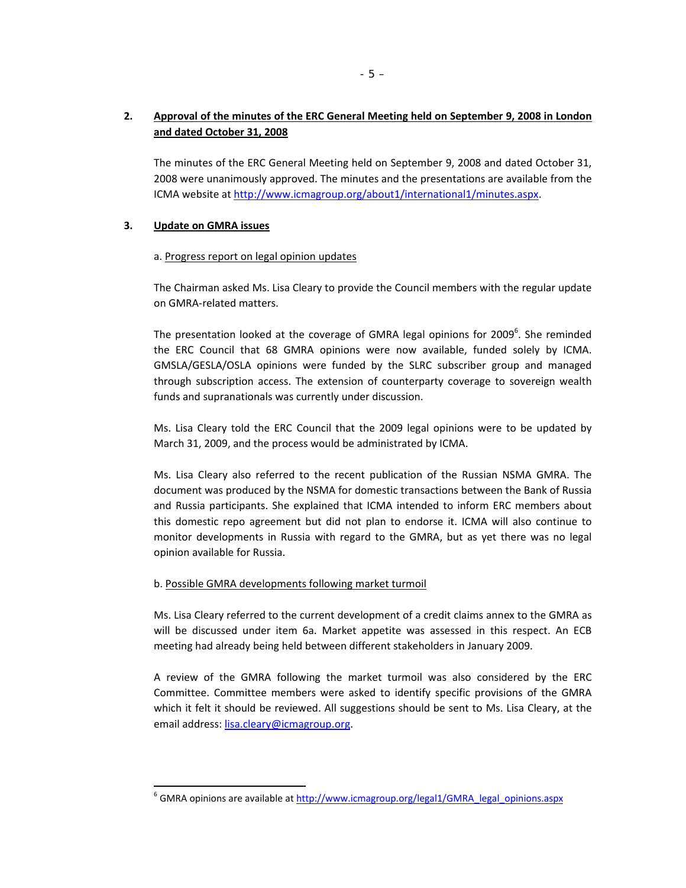## 2. Approval of the minutes of the ERC General Meeting held on September 9, 2008 in London and dated October 31, 2008

The minutes of the ERC General Meeting held on September 9, 2008 and dated October 31, 2008 were unanimously approved. The minutes and the presentations are available from the ICMA website at http://www.icmagroup.org/about1/international1/minutes.aspx.

## 3. Update on GMRA issues

a. Progress report on legal opinion updates

The Chairman asked Ms. Lisa Cleary to provide the Council members with the regular update on GMRA-related matters.

The presentation looked at the coverage of GMRA legal opinions for 2009[6]. She reminded the ERC Council that 68 GMRA opinions were now available, funded solely by ICMA. GMSLA/GESLA/OSLA opinions were funded by the SLRC subscriber group and managed through subscription access. The extension of counterparty coverage to sovereign wealth funds and supranationals was currently under discussion.

Ms. Lisa Cleary told the ERC Council that the 2009 legal opinions were to be updated by March 31, 2009, and the process would be administrated by ICMA.

Ms. Lisa Cleary also referred to the recent publication of the Russian NSMA GMRA. The document was produced by the NSMA for domestic transactions between the Bank of Russia and Russia participants. She explained that ICMA intended to inform ERC members about this domestic repo agreement but did not plan to endorse it. ICMA will also continue to monitor developments in Russia with regard to the GMRA, but as yet there was no legal opinion available for Russia.

b. Possible GMRA developments following market turmoil

Ms. Lisa Cleary referred to the current development of a credit claims annex to the GMRA as will be discussed under item 6a. Market appetite was assessed in this respect. An ECB meeting had already being held between different stakeholders in January 2009.

A review of the GMRA following the market turmoil was also considered by the ERC Committee. Committee members were asked to identify specific provisions of the GMRA which it felt it should be reviewed. All suggestions should be sent to Ms. Lisa Cleary, at the email address: lisa.cleary@icmagroup.org.

---

[6] GMRA opinions are available at http://www.icmagroup.org/legal1/GMRA_legal_opinions.aspx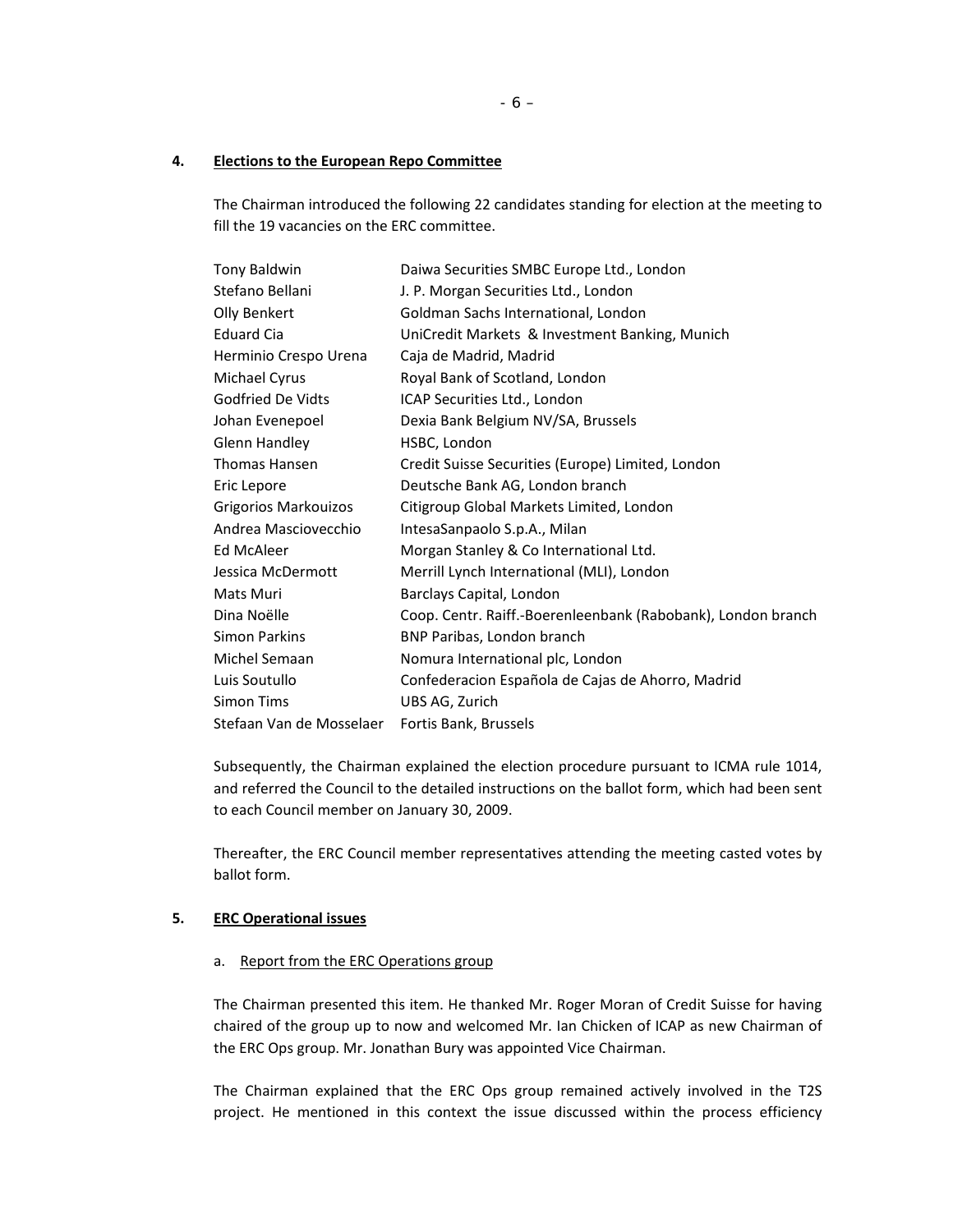## 4. Elections to the European Repo Committee

The Chairman introduced the following 22 candidates standing for election at the meeting to fill the 19 vacancies on the ERC committee.

| | |
|---|---|
| Tony Baldwin | Daiwa Securities SMBC Europe Ltd., London |
| Stefano Bellani | J. P. Morgan Securities Ltd., London |
| Olly Benkert | Goldman Sachs International, London |
| Eduard Cia | UniCredit Markets & Investment Banking, Munich |
| Herminio Crespo Urena | Caja de Madrid, Madrid |
| Michael Cyrus | Royal Bank of Scotland, London |
| Godfried De Vidts | ICAP Securities Ltd., London |
| Johan Evenepoel | Dexia Bank Belgium NV/SA, Brussels |
| Glenn Handley | HSBC, London |
| Thomas Hansen | Credit Suisse Securities (Europe) Limited, London |
| Eric Lepore | Deutsche Bank AG, London branch |
| Grigorios Markouizos | Citigroup Global Markets Limited, London |
| Andrea Masciovecchio | IntesaSanpaolo S.p.A., Milan |
| Ed McAleer | Morgan Stanley & Co International Ltd. |
| Jessica McDermott | Merrill Lynch International (MLI), London |
| Mats Muri | Barclays Capital, London |
| Dina Noëlle | Coop. Centr. Raiff.-Boerenleenbank (Rabobank), London branch |
| Simon Parkins | BNP Paribas, London branch |
| Michel Semaan | Nomura International plc, London |
| Luis Soutullo | Confederacion Española de Cajas de Ahorro, Madrid |
| Simon Tims | UBS AG, Zurich |
| Stefaan Van de Mosselaer | Fortis Bank, Brussels |

Subsequently, the Chairman explained the election procedure pursuant to ICMA rule 1014, and referred the Council to the detailed instructions on the ballot form, which had been sent to each Council member on January 30, 2009.

Thereafter, the ERC Council member representatives attending the meeting casted votes by ballot form.

## 5. ERC Operational issues

### a. Report from the ERC Operations group

The Chairman presented this item. He thanked Mr. Roger Moran of Credit Suisse for having chaired of the group up to now and welcomed Mr. Ian Chicken of ICAP as new Chairman of the ERC Ops group. Mr. Jonathan Bury was appointed Vice Chairman.

The Chairman explained that the ERC Ops group remained actively involved in the T2S project. He mentioned in this context the issue discussed within the process efficiency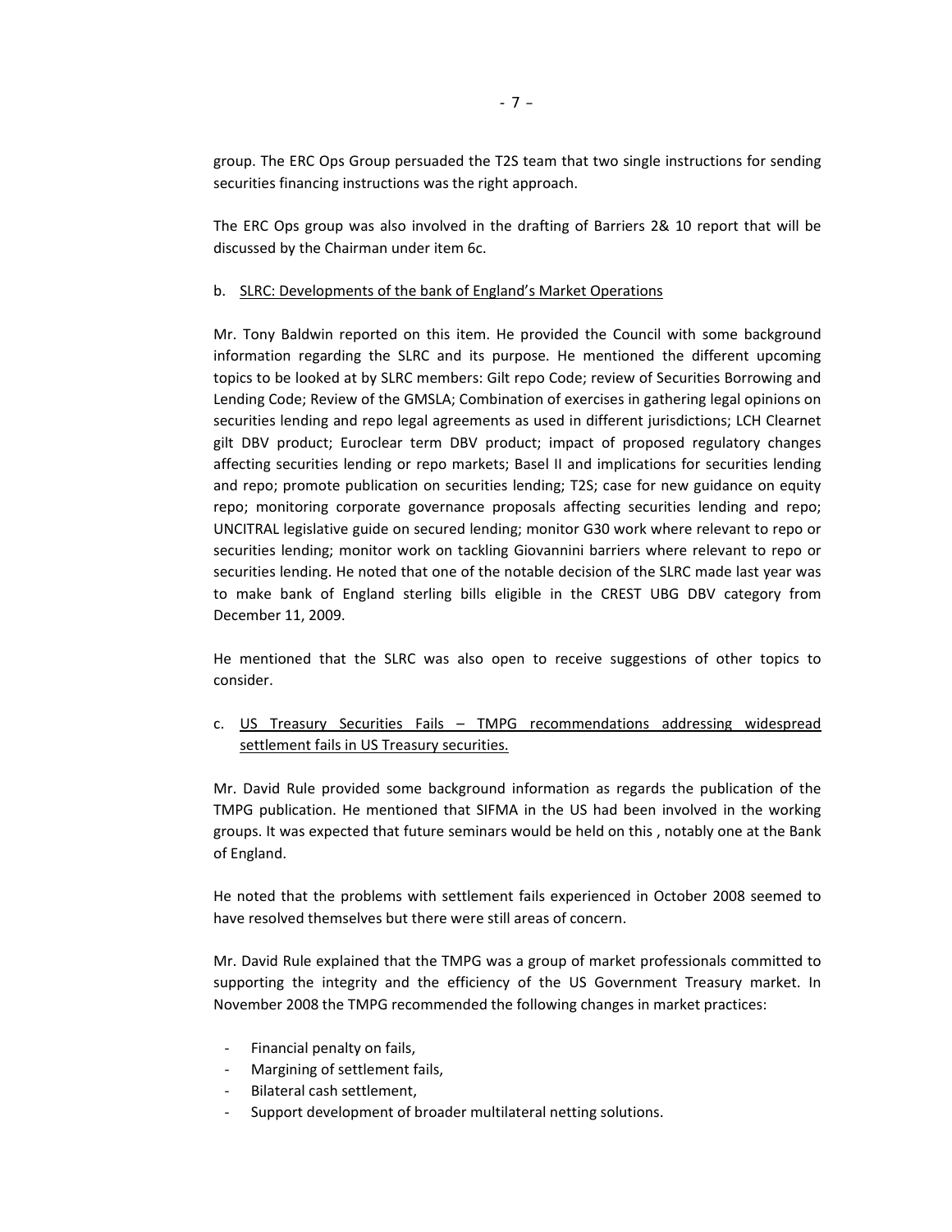group. The ERC Ops Group persuaded the T2S team that two single instructions for sending securities financing instructions was the right approach.

The ERC Ops group was also involved in the drafting of Barriers 2& 10 report that will be discussed by the Chairman under item 6c.

b. <u>SLRC: Developments of the bank of England's Market Operations</u>

Mr. Tony Baldwin reported on this item. He provided the Council with some background information regarding the SLRC and its purpose. He mentioned the different upcoming topics to be looked at by SLRC members: Gilt repo Code; review of Securities Borrowing and Lending Code; Review of the GMSLA; Combination of exercises in gathering legal opinions on securities lending and repo legal agreements as used in different jurisdictions; LCH Clearnet gilt DBV product; Euroclear term DBV product; impact of proposed regulatory changes affecting securities lending or repo markets; Basel II and implications for securities lending and repo; promote publication on securities lending; T2S; case for new guidance on equity repo; monitoring corporate governance proposals affecting securities lending and repo; UNCITRAL legislative guide on secured lending; monitor G30 work where relevant to repo or securities lending; monitor work on tackling Giovannini barriers where relevant to repo or securities lending. He noted that one of the notable decision of the SLRC made last year was to make bank of England sterling bills eligible in the CREST UBG DBV category from December 11, 2009.

He mentioned that the SLRC was also open to receive suggestions of other topics to consider.

c. <u>US Treasury Securities Fails – TMPG recommendations addressing widespread settlement fails in US Treasury securities.</u>

Mr. David Rule provided some background information as regards the publication of the TMPG publication. He mentioned that SIFMA in the US had been involved in the working groups. It was expected that future seminars would be held on this , notably one at the Bank of England.

He noted that the problems with settlement fails experienced in October 2008 seemed to have resolved themselves but there were still areas of concern.

Mr. David Rule explained that the TMPG was a group of market professionals committed to supporting the integrity and the efficiency of the US Government Treasury market. In November 2008 the TMPG recommended the following changes in market practices:

- Financial penalty on fails,
- Margining of settlement fails,
- Bilateral cash settlement,
- Support development of broader multilateral netting solutions.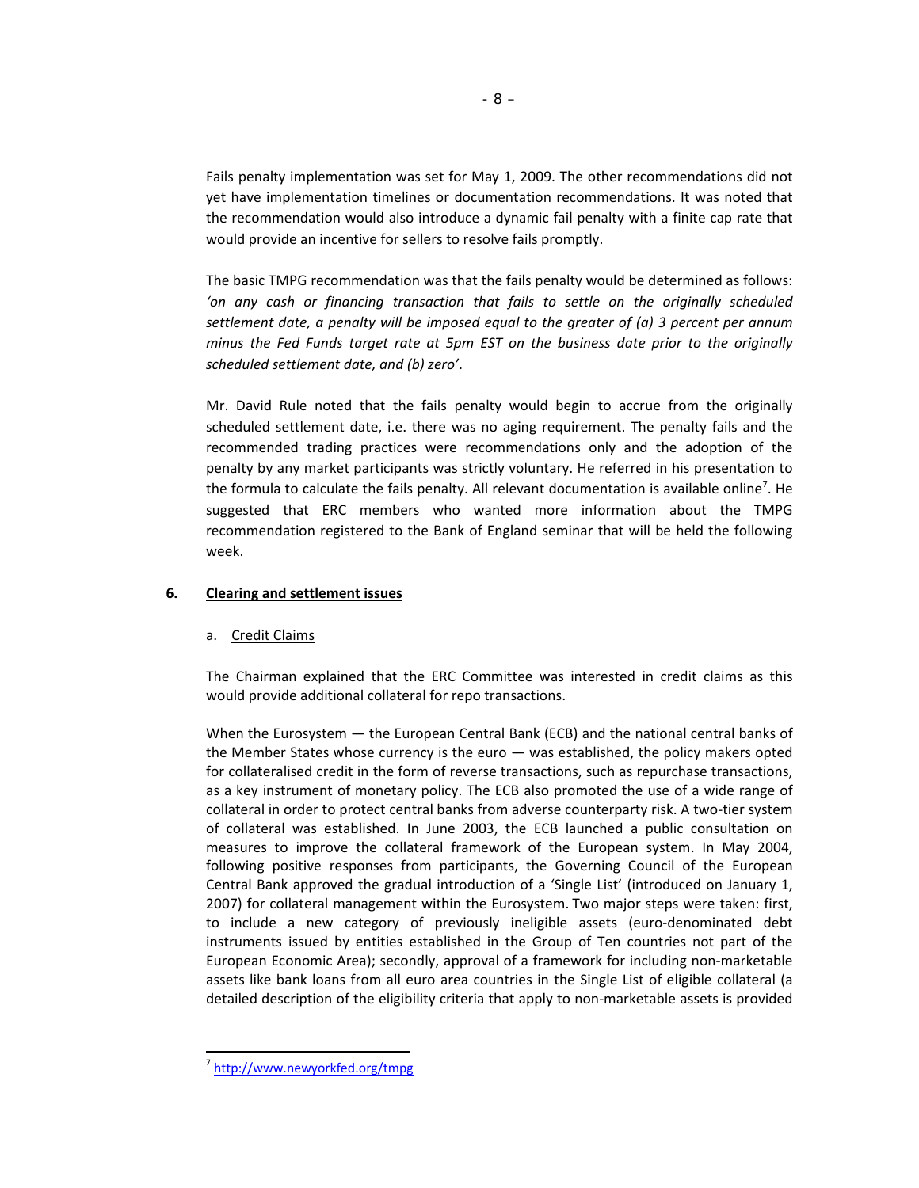Fails penalty implementation was set for May 1, 2009. The other recommendations did not yet have implementation timelines or documentation recommendations. It was noted that the recommendation would also introduce a dynamic fail penalty with a finite cap rate that would provide an incentive for sellers to resolve fails promptly.

The basic TMPG recommendation was that the fails penalty would be determined as follows: *'on any cash or financing transaction that fails to settle on the originally scheduled settlement date, a penalty will be imposed equal to the greater of (a) 3 percent per annum minus the Fed Funds target rate at 5pm EST on the business date prior to the originally scheduled settlement date, and (b) zero'*.

Mr. David Rule noted that the fails penalty would begin to accrue from the originally scheduled settlement date, i.e. there was no aging requirement. The penalty fails and the recommended trading practices were recommendations only and the adoption of the penalty by any market participants was strictly voluntary. He referred in his presentation to the formula to calculate the fails penalty. All relevant documentation is available online[7]. He suggested that ERC members who wanted more information about the TMPG recommendation registered to the Bank of England seminar that will be held the following week.

## 6. Clearing and settlement issues

### a. Credit Claims

The Chairman explained that the ERC Committee was interested in credit claims as this would provide additional collateral for repo transactions.

When the Eurosystem — the European Central Bank (ECB) and the national central banks of the Member States whose currency is the euro — was established, the policy makers opted for collateralised credit in the form of reverse transactions, such as repurchase transactions, as a key instrument of monetary policy. The ECB also promoted the use of a wide range of collateral in order to protect central banks from adverse counterparty risk. A two-tier system of collateral was established. In June 2003, the ECB launched a public consultation on measures to improve the collateral framework of the European system. In May 2004, following positive responses from participants, the Governing Council of the European Central Bank approved the gradual introduction of a 'Single List' (introduced on January 1, 2007) for collateral management within the Eurosystem. Two major steps were taken: first, to include a new category of previously ineligible assets (euro-denominated debt instruments issued by entities established in the Group of Ten countries not part of the European Economic Area); secondly, approval of a framework for including non-marketable assets like bank loans from all euro area countries in the Single List of eligible collateral (a detailed description of the eligibility criteria that apply to non-marketable assets is provided

[7] http://www.newyorkfed.org/tmpg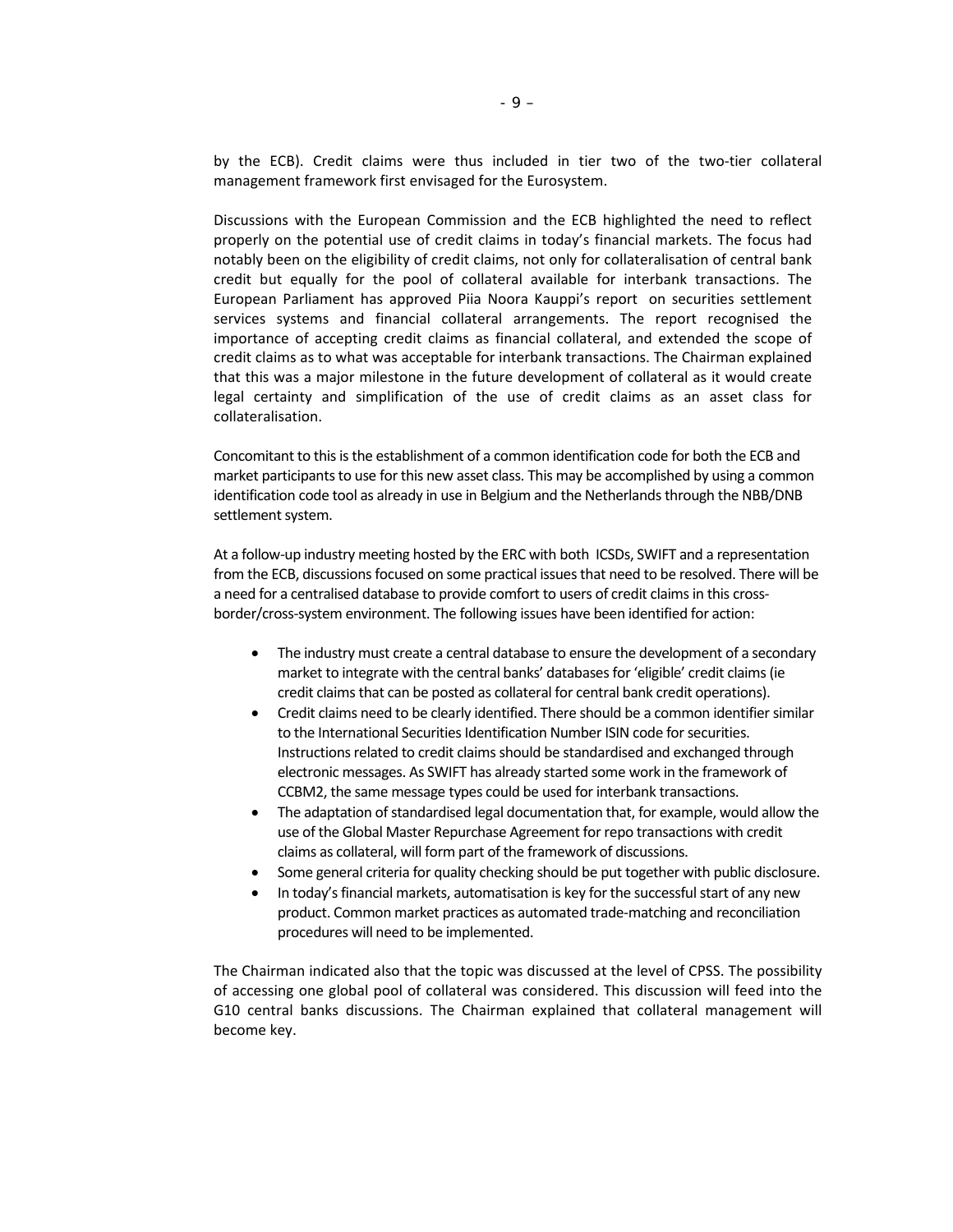by the ECB). Credit claims were thus included in tier two of the two-tier collateral management framework first envisaged for the Eurosystem.

Discussions with the European Commission and the ECB highlighted the need to reflect properly on the potential use of credit claims in today's financial markets. The focus had notably been on the eligibility of credit claims, not only for collateralisation of central bank credit but equally for the pool of collateral available for interbank transactions. The European Parliament has approved Piia Noora Kauppi's report on securities settlement services systems and financial collateral arrangements. The report recognised the importance of accepting credit claims as financial collateral, and extended the scope of credit claims as to what was acceptable for interbank transactions. The Chairman explained that this was a major milestone in the future development of collateral as it would create legal certainty and simplification of the use of credit claims as an asset class for collateralisation.

Concomitant to this is the establishment of a common identification code for both the ECB and market participants to use for this new asset class. This may be accomplished by using a common identification code tool as already in use in Belgium and the Netherlands through the NBB/DNB settlement system.

At a follow-up industry meeting hosted by the ERC with both ICSDs, SWIFT and a representation from the ECB, discussions focused on some practical issues that need to be resolved. There will be a need for a centralised database to provide comfort to users of credit claims in this cross-border/cross-system environment. The following issues have been identified for action:

- The industry must create a central database to ensure the development of a secondary market to integrate with the central banks' databases for 'eligible' credit claims (ie credit claims that can be posted as collateral for central bank credit operations).
- Credit claims need to be clearly identified. There should be a common identifier similar to the International Securities Identification Number ISIN code for securities. Instructions related to credit claims should be standardised and exchanged through electronic messages. As SWIFT has already started some work in the framework of CCBM2, the same message types could be used for interbank transactions.
- The adaptation of standardised legal documentation that, for example, would allow the use of the Global Master Repurchase Agreement for repo transactions with credit claims as collateral, will form part of the framework of discussions.
- Some general criteria for quality checking should be put together with public disclosure.
- In today's financial markets, automatisation is key for the successful start of any new product. Common market practices as automated trade-matching and reconciliation procedures will need to be implemented.

The Chairman indicated also that the topic was discussed at the level of CPSS. The possibility of accessing one global pool of collateral was considered. This discussion will feed into the G10 central banks discussions. The Chairman explained that collateral management will become key.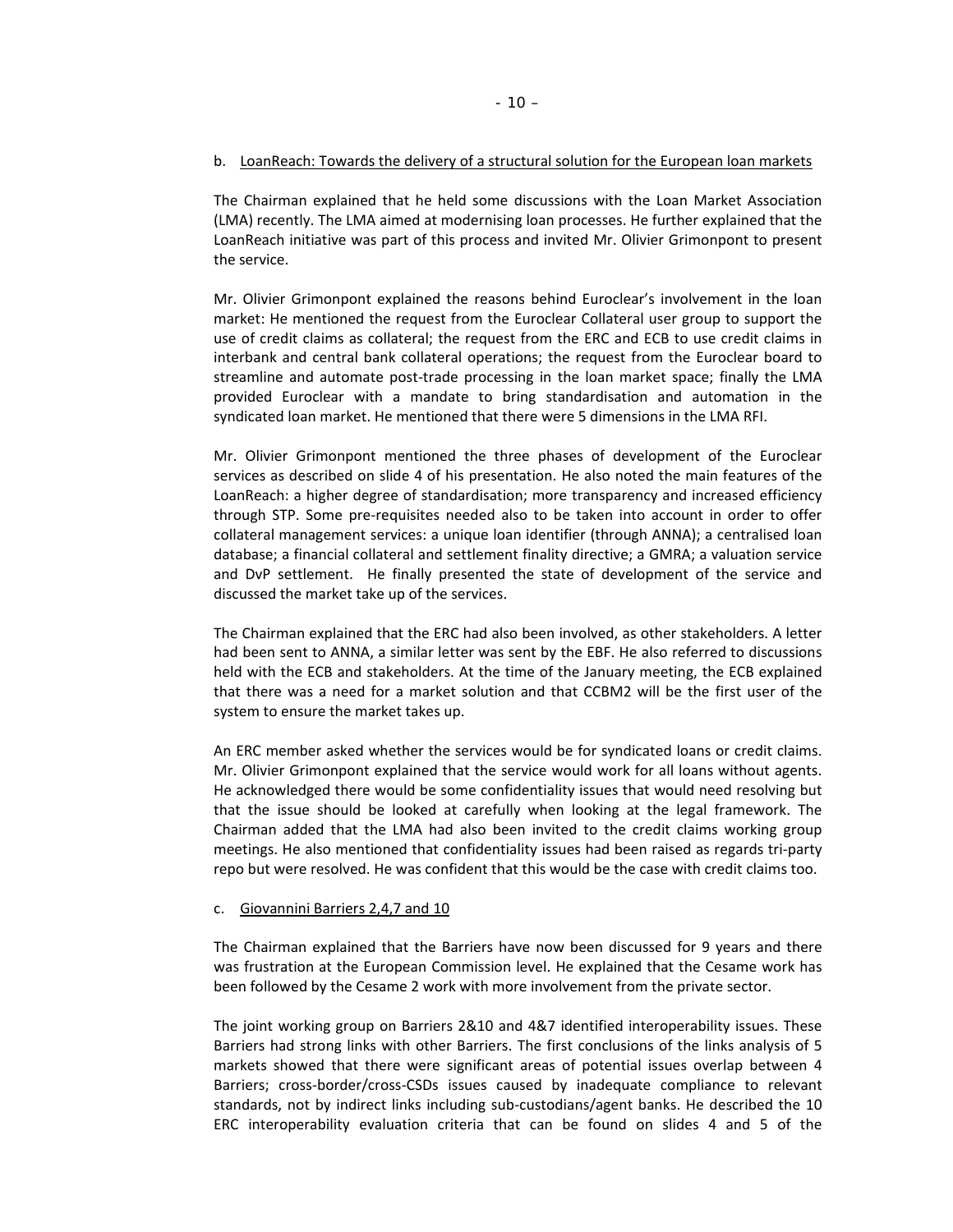b. <u>LoanReach: Towards the delivery of a structural solution for the European loan markets</u>

The Chairman explained that he held some discussions with the Loan Market Association (LMA) recently. The LMA aimed at modernising loan processes. He further explained that the LoanReach initiative was part of this process and invited Mr. Olivier Grimonpont to present the service.

Mr. Olivier Grimonpont explained the reasons behind Euroclear's involvement in the loan market: He mentioned the request from the Euroclear Collateral user group to support the use of credit claims as collateral; the request from the ERC and ECB to use credit claims in interbank and central bank collateral operations; the request from the Euroclear board to streamline and automate post-trade processing in the loan market space; finally the LMA provided Euroclear with a mandate to bring standardisation and automation in the syndicated loan market. He mentioned that there were 5 dimensions in the LMA RFI.

Mr. Olivier Grimonpont mentioned the three phases of development of the Euroclear services as described on slide 4 of his presentation. He also noted the main features of the LoanReach: a higher degree of standardisation; more transparency and increased efficiency through STP. Some pre-requisites needed also to be taken into account in order to offer collateral management services: a unique loan identifier (through ANNA); a centralised loan database; a financial collateral and settlement finality directive; a GMRA; a valuation service and DvP settlement. He finally presented the state of development of the service and discussed the market take up of the services.

The Chairman explained that the ERC had also been involved, as other stakeholders. A letter had been sent to ANNA, a similar letter was sent by the EBF. He also referred to discussions held with the ECB and stakeholders. At the time of the January meeting, the ECB explained that there was a need for a market solution and that CCBM2 will be the first user of the system to ensure the market takes up.

An ERC member asked whether the services would be for syndicated loans or credit claims. Mr. Olivier Grimonpont explained that the service would work for all loans without agents. He acknowledged there would be some confidentiality issues that would need resolving but that the issue should be looked at carefully when looking at the legal framework. The Chairman added that the LMA had also been invited to the credit claims working group meetings. He also mentioned that confidentiality issues had been raised as regards tri-party repo but were resolved. He was confident that this would be the case with credit claims too.

c. <u>Giovannini Barriers 2,4,7 and 10</u>

The Chairman explained that the Barriers have now been discussed for 9 years and there was frustration at the European Commission level. He explained that the Cesame work has been followed by the Cesame 2 work with more involvement from the private sector.

The joint working group on Barriers 2&10 and 4&7 identified interoperability issues. These Barriers had strong links with other Barriers. The first conclusions of the links analysis of 5 markets showed that there were significant areas of potential issues overlap between 4 Barriers; cross-border/cross-CSDs issues caused by inadequate compliance to relevant standards, not by indirect links including sub-custodians/agent banks. He described the 10 ERC interoperability evaluation criteria that can be found on slides 4 and 5 of the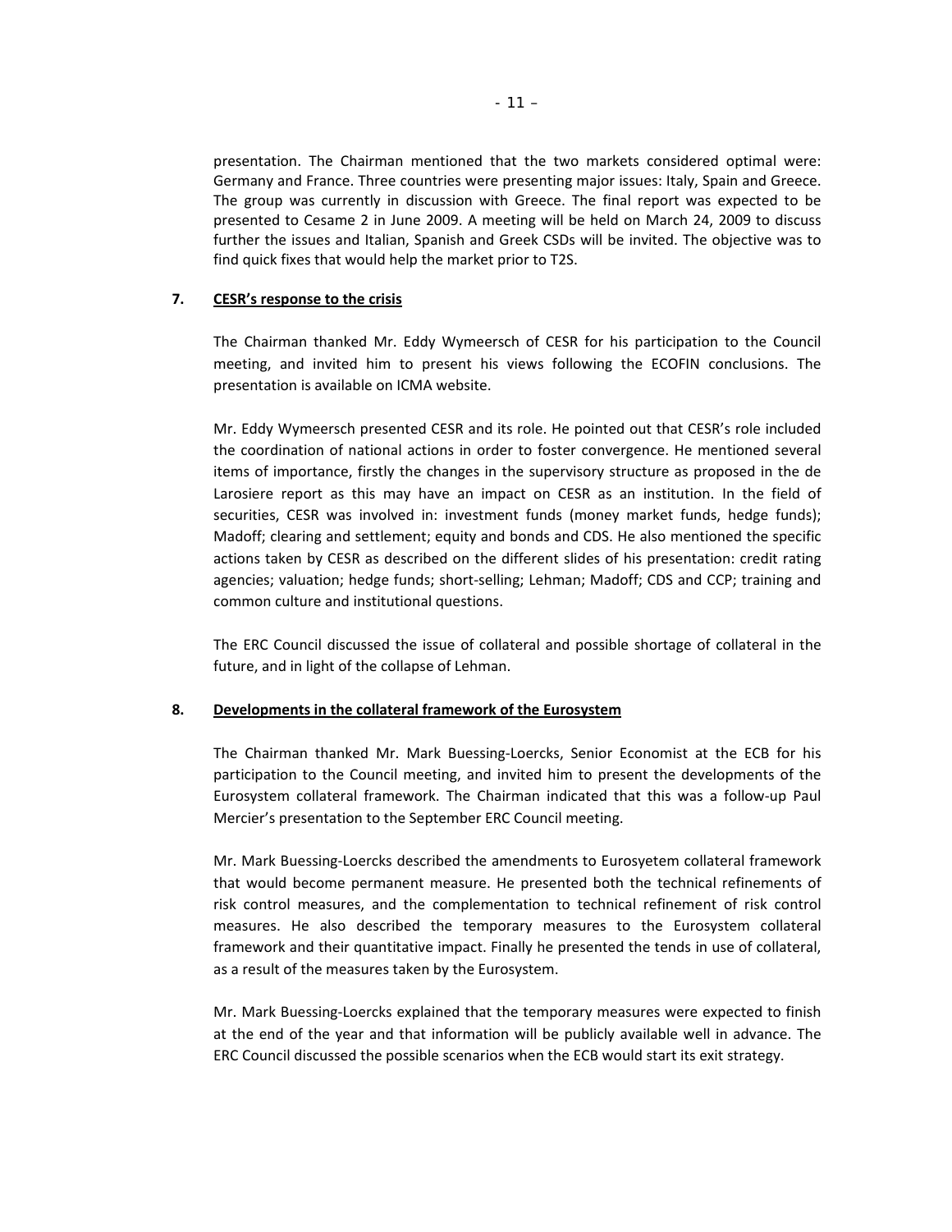presentation. The Chairman mentioned that the two markets considered optimal were: Germany and France. Three countries were presenting major issues: Italy, Spain and Greece. The group was currently in discussion with Greece. The final report was expected to be presented to Cesame 2 in June 2009. A meeting will be held on March 24, 2009 to discuss further the issues and Italian, Spanish and Greek CSDs will be invited. The objective was to find quick fixes that would help the market prior to T2S.

## 7. CESR's response to the crisis

The Chairman thanked Mr. Eddy Wymeersch of CESR for his participation to the Council meeting, and invited him to present his views following the ECOFIN conclusions. The presentation is available on ICMA website.

Mr. Eddy Wymeersch presented CESR and its role. He pointed out that CESR's role included the coordination of national actions in order to foster convergence. He mentioned several items of importance, firstly the changes in the supervisory structure as proposed in the de Larosiere report as this may have an impact on CESR as an institution. In the field of securities, CESR was involved in: investment funds (money market funds, hedge funds); Madoff; clearing and settlement; equity and bonds and CDS. He also mentioned the specific actions taken by CESR as described on the different slides of his presentation: credit rating agencies; valuation; hedge funds; short-selling; Lehman; Madoff; CDS and CCP; training and common culture and institutional questions.

The ERC Council discussed the issue of collateral and possible shortage of collateral in the future, and in light of the collapse of Lehman.

## 8. Developments in the collateral framework of the Eurosystem

The Chairman thanked Mr. Mark Buessing-Loercks, Senior Economist at the ECB for his participation to the Council meeting, and invited him to present the developments of the Eurosystem collateral framework. The Chairman indicated that this was a follow-up Paul Mercier's presentation to the September ERC Council meeting.

Mr. Mark Buessing-Loercks described the amendments to Eurosyetem collateral framework that would become permanent measure. He presented both the technical refinements of risk control measures, and the complementation to technical refinement of risk control measures. He also described the temporary measures to the Eurosystem collateral framework and their quantitative impact. Finally he presented the tends in use of collateral, as a result of the measures taken by the Eurosystem.

Mr. Mark Buessing-Loercks explained that the temporary measures were expected to finish at the end of the year and that information will be publicly available well in advance. The ERC Council discussed the possible scenarios when the ECB would start its exit strategy.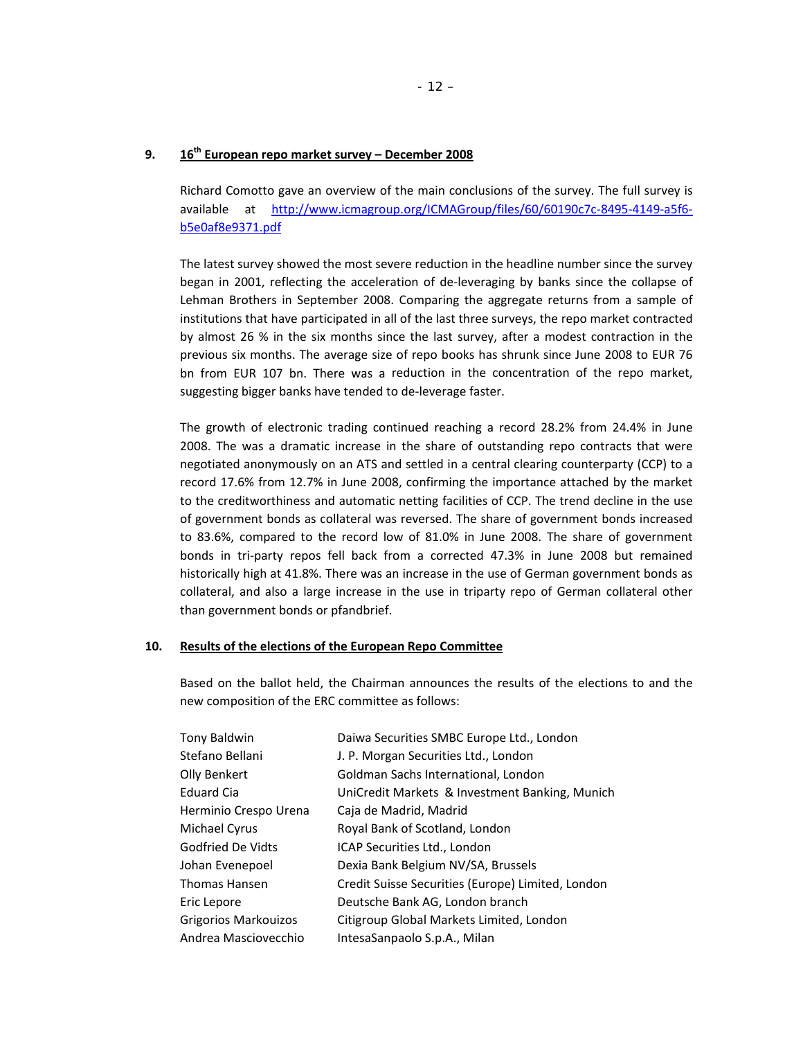## 9. 16th European repo market survey – December 2008

Richard Comotto gave an overview of the main conclusions of the survey. The full survey is available at http://www.icmagroup.org/ICMAGroup/files/60/60190c7c-8495-4149-a5f6-b5e0af8e9371.pdf

The latest survey showed the most severe reduction in the headline number since the survey began in 2001, reflecting the acceleration of de-leveraging by banks since the collapse of Lehman Brothers in September 2008. Comparing the aggregate returns from a sample of institutions that have participated in all of the last three surveys, the repo market contracted by almost 26 % in the six months since the last survey, after a modest contraction in the previous six months. The average size of repo books has shrunk since June 2008 to EUR 76 bn from EUR 107 bn. There was a reduction in the concentration of the repo market, suggesting bigger banks have tended to de-leverage faster.

The growth of electronic trading continued reaching a record 28.2% from 24.4% in June 2008. The was a dramatic increase in the share of outstanding repo contracts that were negotiated anonymously on an ATS and settled in a central clearing counterparty (CCP) to a record 17.6% from 12.7% in June 2008, confirming the importance attached by the market to the creditworthiness and automatic netting facilities of CCP. The trend decline in the use of government bonds as collateral was reversed. The share of government bonds increased to 83.6%, compared to the record low of 81.0% in June 2008. The share of government bonds in tri-party repos fell back from a corrected 47.3% in June 2008 but remained historically high at 41.8%. There was an increase in the use of German government bonds as collateral, and also a large increase in the use in triparty repo of German collateral other than government bonds or pfandbrief.

## 10. Results of the elections of the European Repo Committee

Based on the ballot held, the Chairman announces the results of the elections to and the new composition of the ERC committee as follows:

| | |
|---|---|
| Tony Baldwin | Daiwa Securities SMBC Europe Ltd., London |
| Stefano Bellani | J. P. Morgan Securities Ltd., London |
| Olly Benkert | Goldman Sachs International, London |
| Eduard Cia | UniCredit Markets & Investment Banking, Munich |
| Herminio Crespo Urena | Caja de Madrid, Madrid |
| Michael Cyrus | Royal Bank of Scotland, London |
| Godfried De Vidts | ICAP Securities Ltd., London |
| Johan Evenepoel | Dexia Bank Belgium NV/SA, Brussels |
| Thomas Hansen | Credit Suisse Securities (Europe) Limited, London |
| Eric Lepore | Deutsche Bank AG, London branch |
| Grigorios Markouizos | Citigroup Global Markets Limited, London |
| Andrea Masciovecchio | IntesaSanpaolo S.p.A., Milan |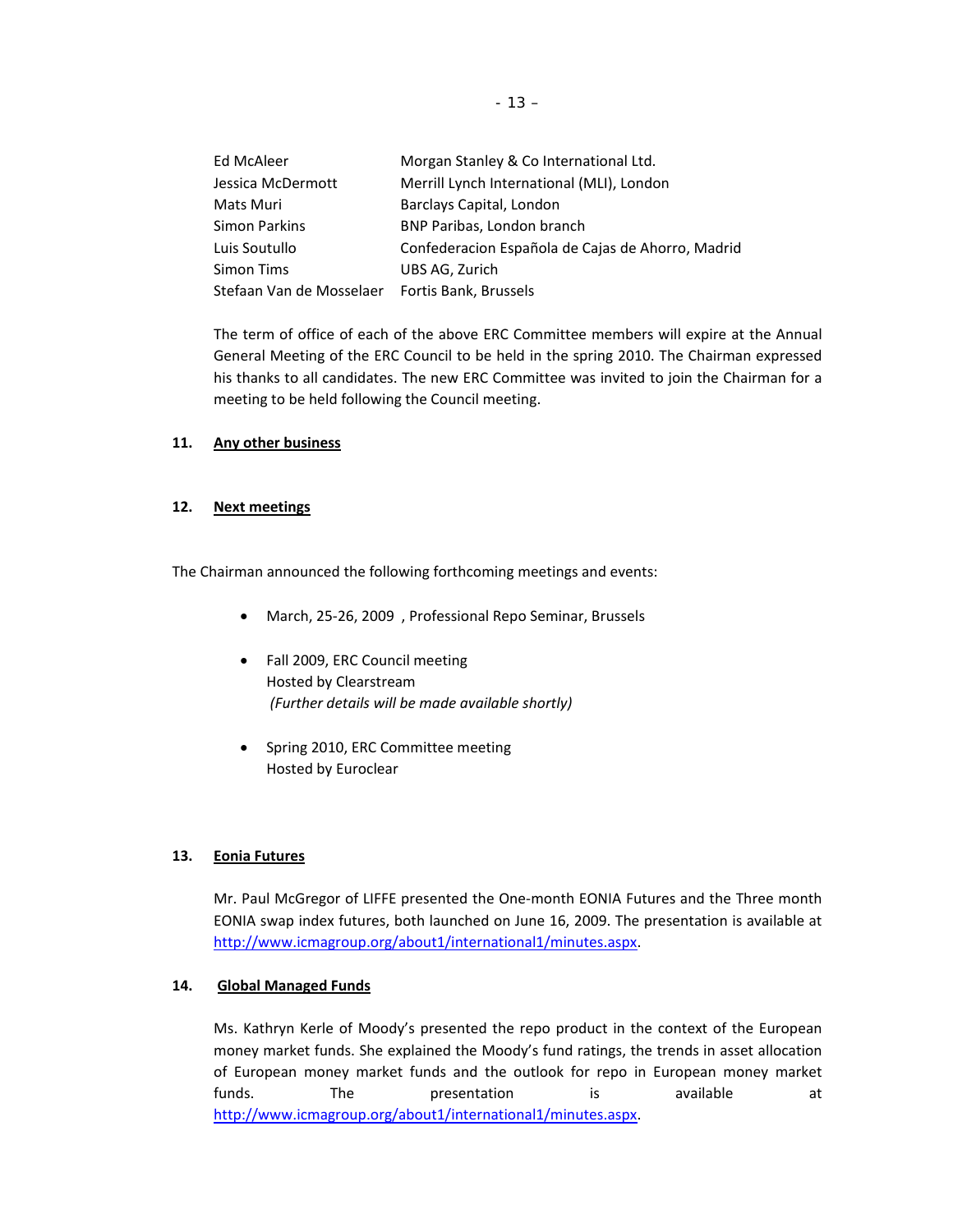| | |
|---|---|
| Ed McAleer | Morgan Stanley & Co International Ltd. |
| Jessica McDermott | Merrill Lynch International (MLI), London |
| Mats Muri | Barclays Capital, London |
| Simon Parkins | BNP Paribas, London branch |
| Luis Soutullo | Confederacion Española de Cajas de Ahorro, Madrid |
| Simon Tims | UBS AG, Zurich |
| Stefaan Van de Mosselaer | Fortis Bank, Brussels |

The term of office of each of the above ERC Committee members will expire at the Annual General Meeting of the ERC Council to be held in the spring 2010. The Chairman expressed his thanks to all candidates. The new ERC Committee was invited to join the Chairman for a meeting to be held following the Council meeting.

## 11. Any other business

## 12. Next meetings

The Chairman announced the following forthcoming meetings and events:

- March, 25-26, 2009 , Professional Repo Seminar, Brussels

- Fall 2009, ERC Council meeting
  Hosted by Clearstream
  *(Further details will be made available shortly)*

- Spring 2010, ERC Committee meeting
  Hosted by Euroclear

## 13. Eonia Futures

Mr. Paul McGregor of LIFFE presented the One-month EONIA Futures and the Three month EONIA swap index futures, both launched on June 16, 2009. The presentation is available at http://www.icmagroup.org/about1/international1/minutes.aspx.

## 14. Global Managed Funds

Ms. Kathryn Kerle of Moody's presented the repo product in the context of the European money market funds. She explained the Moody's fund ratings, the trends in asset allocation of European money market funds and the outlook for repo in European money market funds. The presentation is available at http://www.icmagroup.org/about1/international1/minutes.aspx.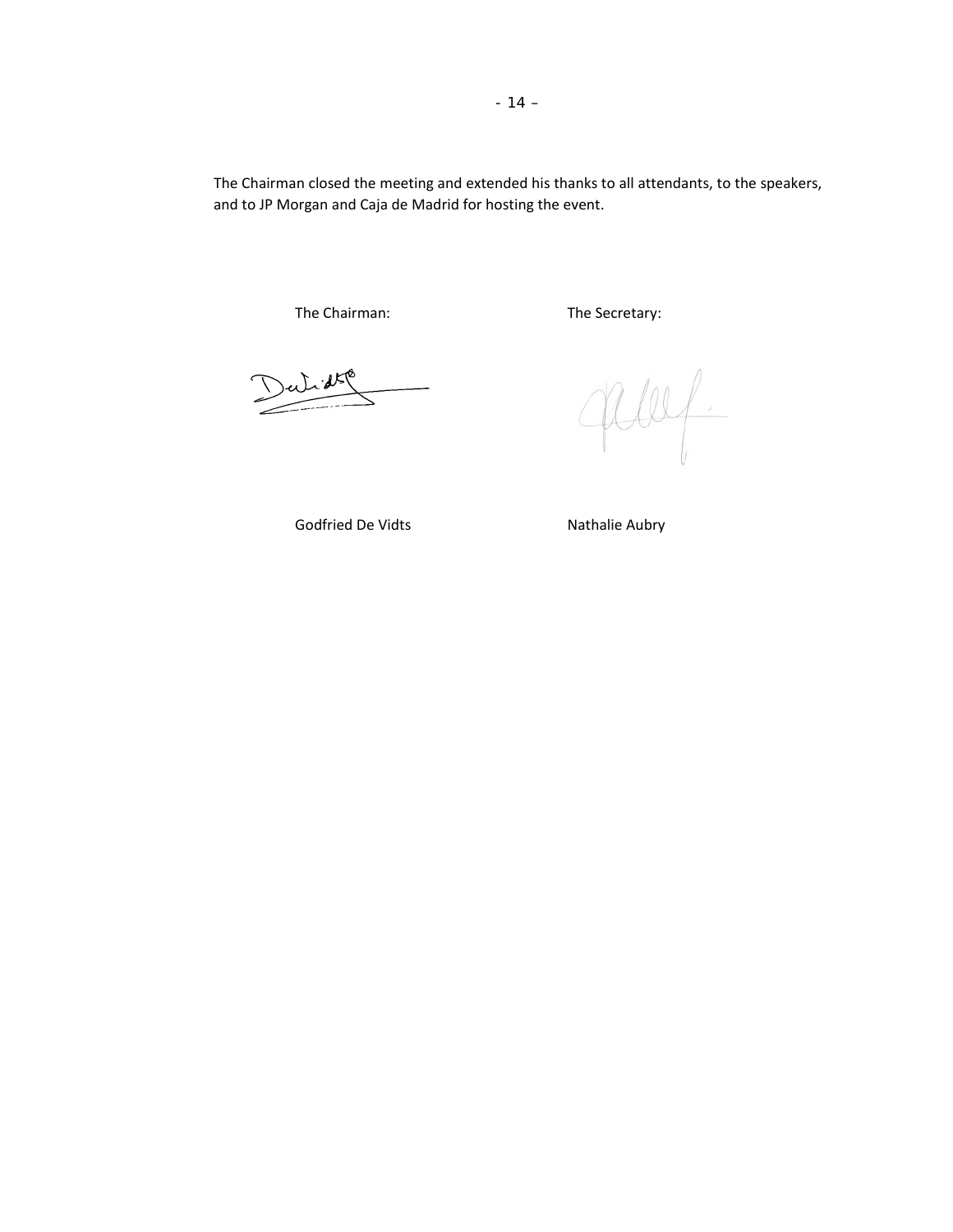The Chairman closed the meeting and extended his thanks to all attendants, to the speakers, and to JP Morgan and Caja de Madrid for hosting the event.

| | |
|---|---|
| The Chairman: | The Secretary: |
| Godfried De Vidts | Nathalie Aubry |